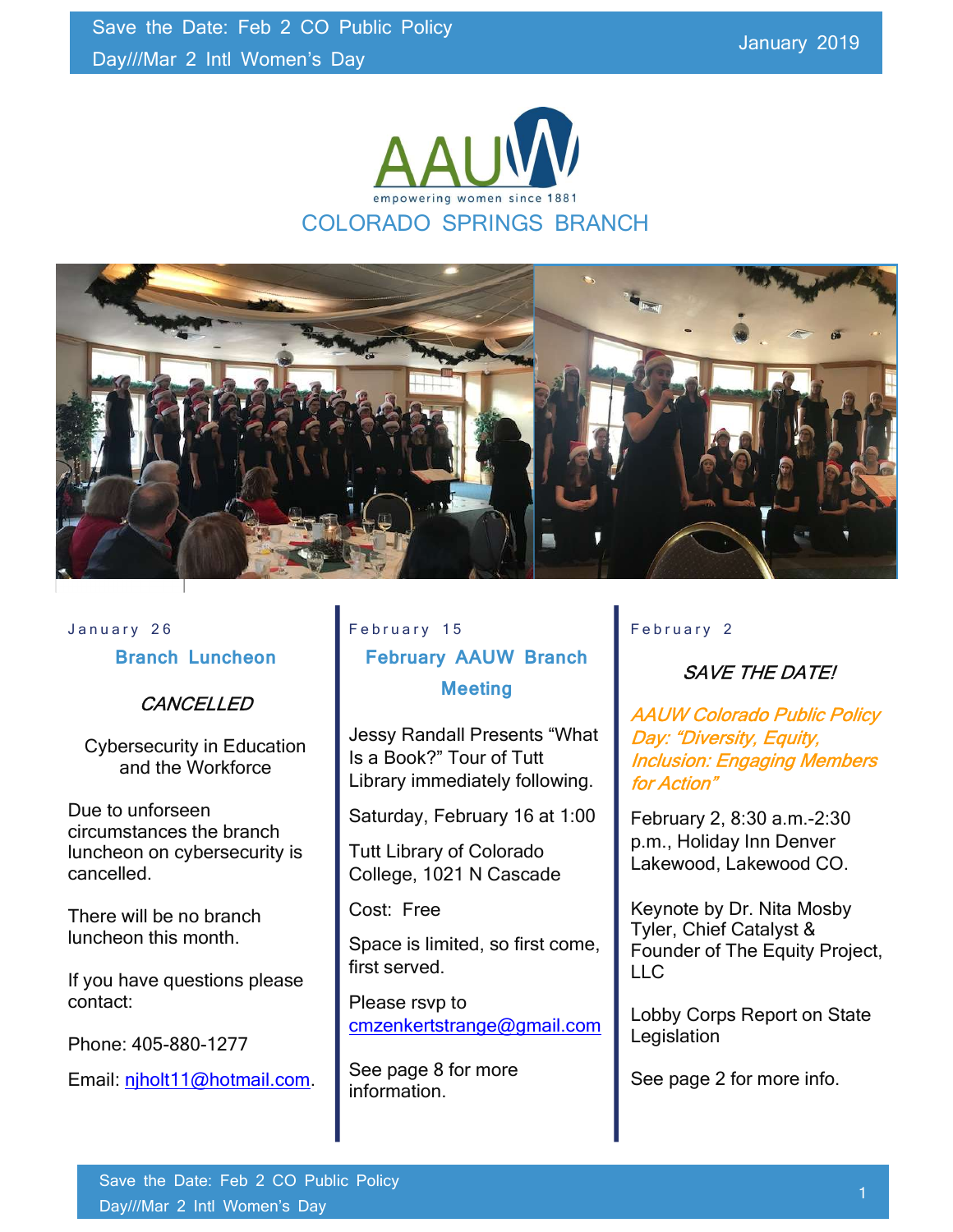# AAUW

empowering women since 1881

## COLORADO SPRINGS BRANCH

January 2019

Save the Date: Feb 2 CO Public Policy Day///Mar 2 Intl Women's Day

January 26

### Branch Luncheon

*CANCELLED*

Cybersecurity in Education and the Workforce

Due to unforseen circumstances the branch luncheon on cybersecurity is cancelled.

There will be no branch luncheon this month.

If you have questions please contact:

Phone: 405-880-1277

Email: njholt11@hotmail.com.

February 15

### February AAUW Branch Meeting

Jessy Randall Presents "What Is a Book?" Tour of Tutt Library immediately following.

Saturday, February 16 at 1:00

Tutt Library of Colorado College, 1021 N Cascade

Cost: Free

Space is limited, so first come, first served.

Please rsvp to cmzenkertstrange@gmail.com

See page 8 for more information.

February 2

*SAVE THE DATE!*

*AAUW Colorado Public Policy Day: "Diversity, Equity, Inclusion: Engaging Members for Action"*

February 2, 8:30 a.m.-2:30 p.m., Holiday Inn Denver Lakewood, Lakewood CO.

Keynote by Dr. Nita Mosby Tyler, Chief Catalyst & Founder of The Equity Project, LLC

Lobby Corps Report on State Legislation

See page 2 for more info.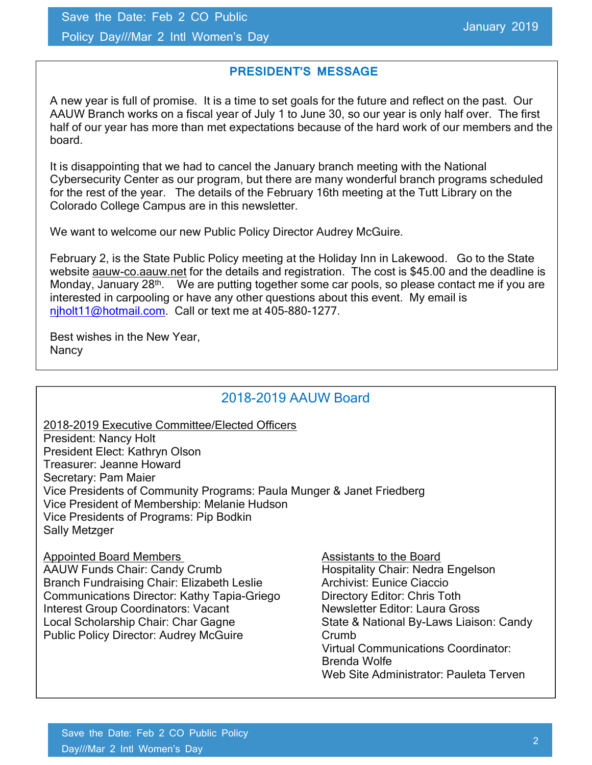## PRESIDENT'S MESSAGE

A new year is full of promise. It is a time to set goals for the future and reflect on the past. Our AAUW Branch works on a fiscal year of July 1 to June 30, so our year is only half over. The first half of our year has more than met expectations because of the hard work of our members and the board.

It is disappointing that we had to cancel the January branch meeting with the National Cybersecurity Center as our program, but there are many wonderful branch programs scheduled for the rest of the year. The details of the February 16th meeting at the Tutt Library on the Colorado College Campus are in this newsletter.

We want to welcome our new Public Policy Director Audrey McGuire.

February 2, is the State Public Policy meeting at the Holiday Inn in Lakewood. Go to the State website aauw-co.aauw.net for the details and registration. The cost is $45.00 and the deadline is Monday, January 28th. We are putting together some car pools, so please contact me if you are interested in carpooling or have any other questions about this event. My email is njholt11@hotmail.com. Call or text me at 405-880-1277.

Best wishes in the New Year,
Nancy

## 2018-2019 AAUW Board

2018-2019 Executive Committee/Elected Officers
President: Nancy Holt
President Elect: Kathryn Olson
Treasurer: Jeanne Howard
Secretary: Pam Maier
Vice Presidents of Community Programs: Paula Munger & Janet Friedberg
Vice President of Membership: Melanie Hudson
Vice Presidents of Programs: Pip Bodkin
Sally Metzger

Appointed Board Members
AAUW Funds Chair: Candy Crumb
Branch Fundraising Chair: Elizabeth Leslie
Communications Director: Kathy Tapia-Griego
Interest Group Coordinators: Vacant
Local Scholarship Chair: Char Gagne
Public Policy Director: Audrey McGuire

Assistants to the Board
Hospitality Chair: Nedra Engelson
Archivist: Eunice Ciaccio
Directory Editor: Chris Toth
Newsletter Editor: Laura Gross
State & National By-Laws Liaison: Candy Crumb
Virtual Communications Coordinator: Brenda Wolfe
Web Site Administrator: Pauleta Terven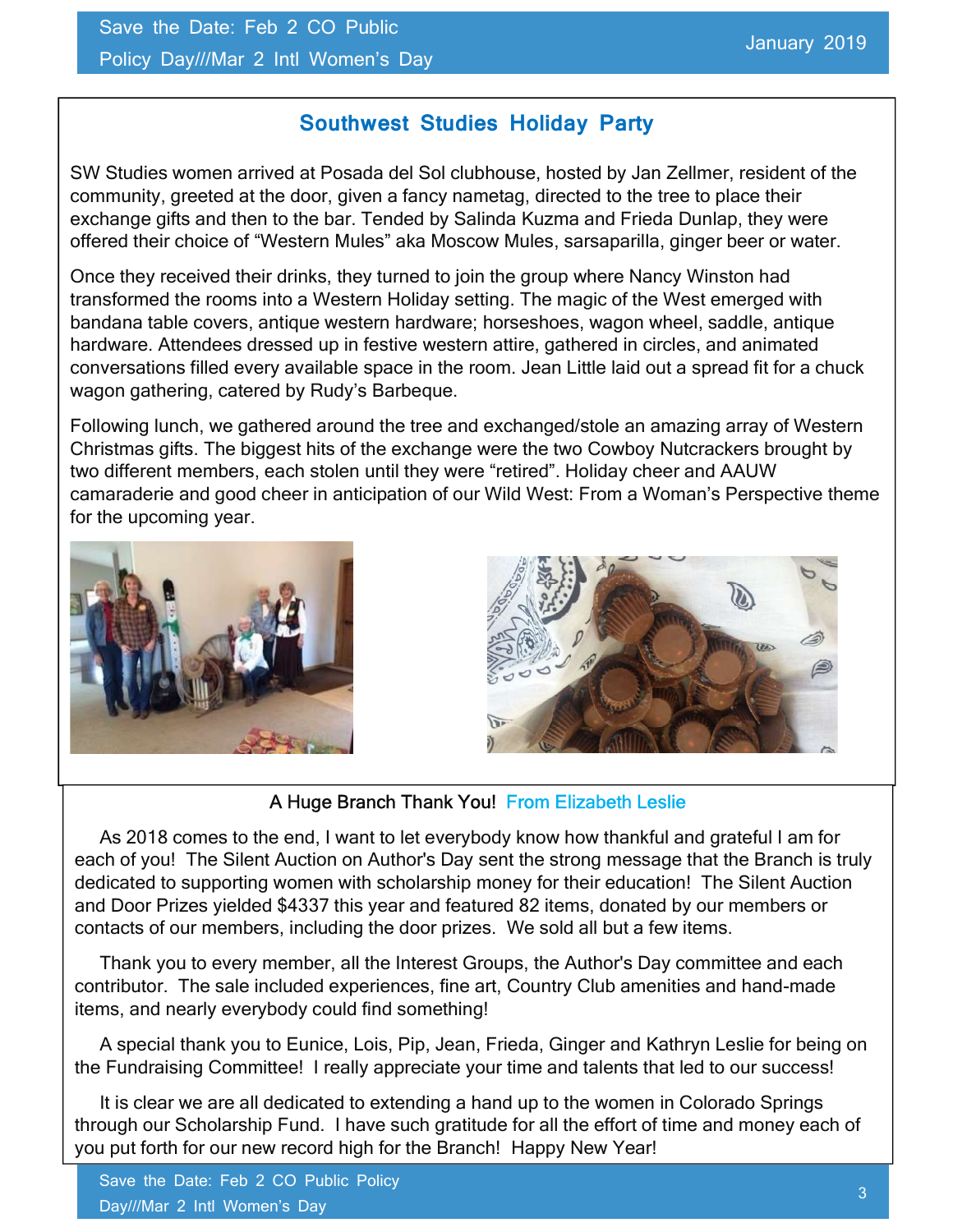## Southwest Studies Holiday Party

SW Studies women arrived at Posada del Sol clubhouse, hosted by Jan Zellmer, resident of the community, greeted at the door, given a fancy nametag, directed to the tree to place their exchange gifts and then to the bar. Tended by Salinda Kuzma and Frieda Dunlap, they were offered their choice of "Western Mules" aka Moscow Mules, sarsaparilla, ginger beer or water.

Once they received their drinks, they turned to join the group where Nancy Winston had transformed the rooms into a Western Holiday setting. The magic of the West emerged with bandana table covers, antique western hardware; horseshoes, wagon wheel, saddle, antique hardware. Attendees dressed up in festive western attire, gathered in circles, and animated conversations filled every available space in the room. Jean Little laid out a spread fit for a chuck wagon gathering, catered by Rudy's Barbeque.

Following lunch, we gathered around the tree and exchanged/stole an amazing array of Western Christmas gifts. The biggest hits of the exchange were the two Cowboy Nutcrackers brought by two different members, each stolen until they were "retired". Holiday cheer and AAUW camaraderie and good cheer in anticipation of our Wild West: From a Woman's Perspective theme for the upcoming year.

## A Huge Branch Thank You! From Elizabeth Leslie

As 2018 comes to the end, I want to let everybody know how thankful and grateful I am for each of you! The Silent Auction on Author's Day sent the strong message that the Branch is truly dedicated to supporting women with scholarship money for their education! The Silent Auction and Door Prizes yielded $4337 this year and featured 82 items, donated by our members or contacts of our members, including the door prizes. We sold all but a few items.

Thank you to every member, all the Interest Groups, the Author's Day committee and each contributor. The sale included experiences, fine art, Country Club amenities and hand-made items, and nearly everybody could find something!

A special thank you to Eunice, Lois, Pip, Jean, Frieda, Ginger and Kathryn Leslie for being on the Fundraising Committee! I really appreciate your time and talents that led to our success!

It is clear we are all dedicated to extending a hand up to the women in Colorado Springs through our Scholarship Fund. I have such gratitude for all the effort of time and money each of you put forth for our new record high for the Branch! Happy New Year!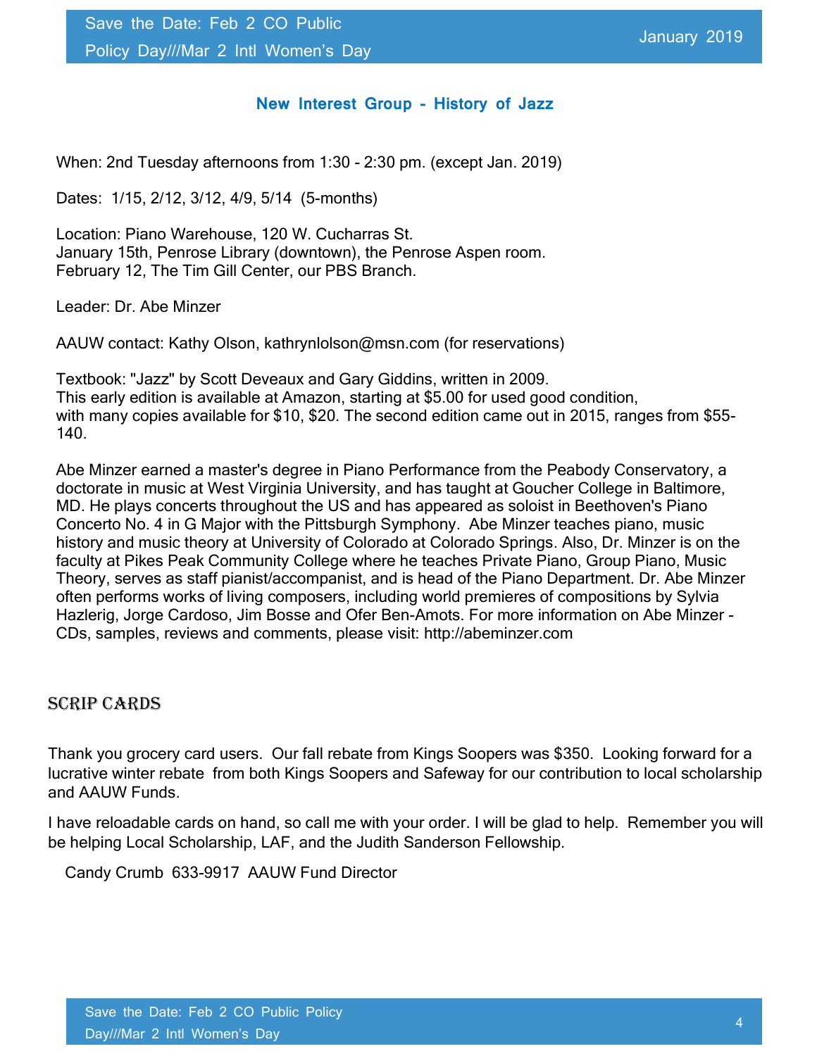## New Interest Group - History of Jazz

When: 2nd Tuesday afternoons from 1:30 - 2:30 pm. (except Jan. 2019)

Dates: 1/15, 2/12, 3/12, 4/9, 5/14 (5-months)

Location: Piano Warehouse, 120 W. Cucharras St.
January 15th, Penrose Library (downtown), the Penrose Aspen room.
February 12, The Tim Gill Center, our PBS Branch.

Leader: Dr. Abe Minzer

AAUW contact: Kathy Olson, kathrynlolson@msn.com (for reservations)

Textbook: "Jazz" by Scott Deveaux and Gary Giddins, written in 2009.
This early edition is available at Amazon, starting at $5.00 for used good condition, with many copies available for $10, $20. The second edition came out in 2015, ranges from $55-140.

Abe Minzer earned a master's degree in Piano Performance from the Peabody Conservatory, a doctorate in music at West Virginia University, and has taught at Goucher College in Baltimore, MD. He plays concerts throughout the US and has appeared as soloist in Beethoven's Piano Concerto No. 4 in G Major with the Pittsburgh Symphony. Abe Minzer teaches piano, music history and music theory at University of Colorado at Colorado Springs. Also, Dr. Minzer is on the faculty at Pikes Peak Community College where he teaches Private Piano, Group Piano, Music Theory, serves as staff pianist/accompanist, and is head of the Piano Department. Dr. Abe Minzer often performs works of living composers, including world premieres of compositions by Sylvia Hazlerig, Jorge Cardoso, Jim Bosse and Ofer Ben-Amots. For more information on Abe Minzer - CDs, samples, reviews and comments, please visit: http://abeminzer.com

## Scrip Cards

Thank you grocery card users. Our fall rebate from Kings Soopers was $350. Looking forward for a lucrative winter rebate from both Kings Soopers and Safeway for our contribution to local scholarship and AAUW Funds.

I have reloadable cards on hand, so call me with your order. I will be glad to help. Remember you will be helping Local Scholarship, LAF, and the Judith Sanderson Fellowship.

Candy Crumb 633-9917 AAUW Fund Director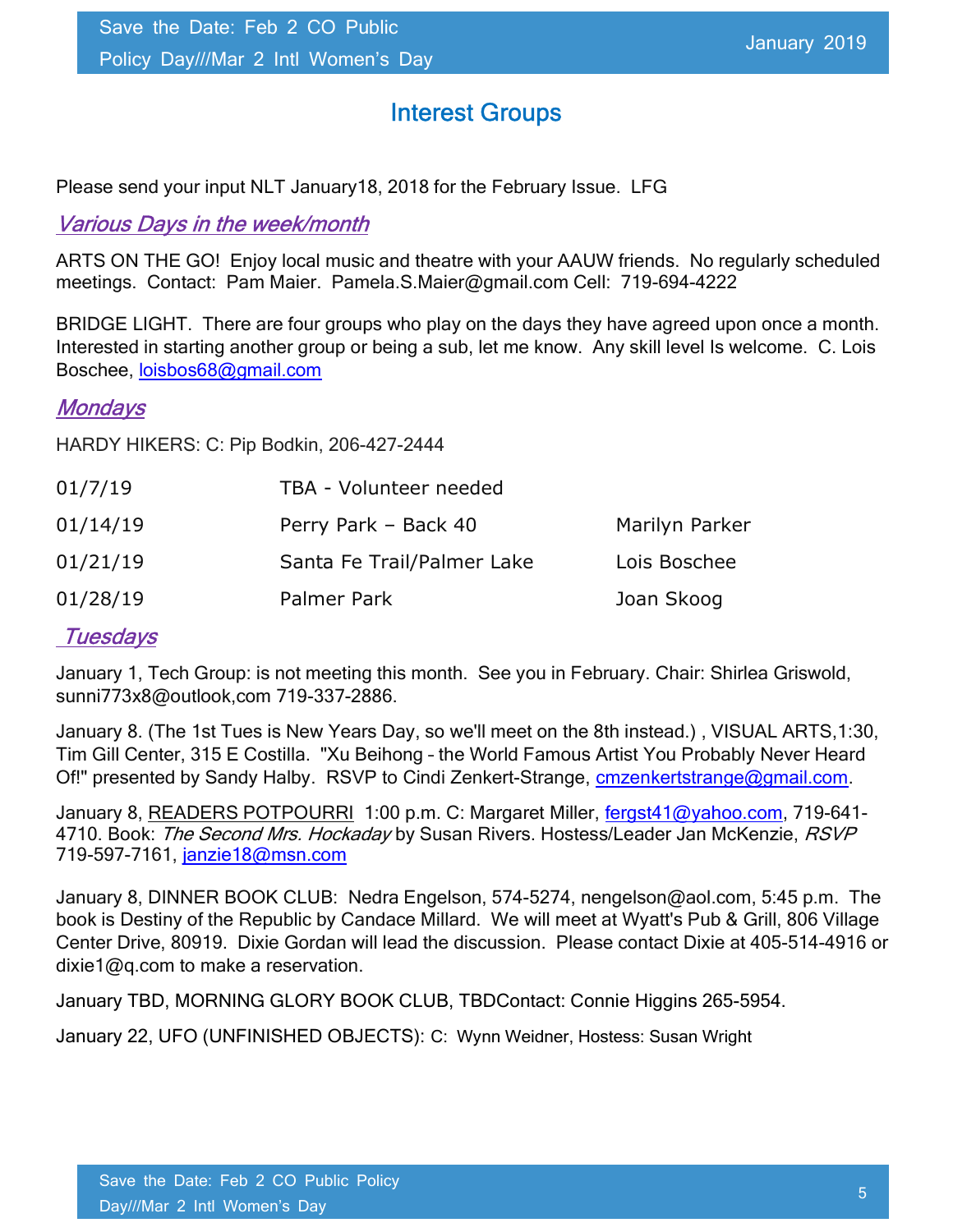# Interest Groups

Please send your input NLT January18, 2018 for the February Issue.  LFG

## *Various Days in the week/month*

ARTS ON THE GO!  Enjoy local music and theatre with your AAUW friends.  No regularly scheduled meetings.  Contact:  Pam Maier.  Pamela.S.Maier@gmail.com Cell:  719-694-4222

BRIDGE LIGHT.  There are four groups who play on the days they have agreed upon once a month.  Interested in starting another group or being a sub, let me know.  Any skill level Is welcome.  C. Lois Boschee, loisbos68@gmail.com

## *Mondays*

HARDY HIKERS: C: Pip Bodkin, 206-427-2444

| | | |
|---|---|---|
| 01/7/19 | TBA - Volunteer needed | |
| 01/14/19 | Perry Park – Back 40 | Marilyn Parker |
| 01/21/19 | Santa Fe Trail/Palmer Lake | Lois Boschee |
| 01/28/19 | Palmer Park | Joan Skoog |

## *Tuesdays*

January 1, Tech Group: is not meeting this month.  See you in February. Chair: Shirlea Griswold, sunni773x8@outlook,com 719-337-2886.

January 8. (The 1st Tues is New Years Day, so we'll meet on the 8th instead.) , VISUAL ARTS,1:30, Tim Gill Center, 315 E Costilla.  "Xu Beihong – the World Famous Artist You Probably Never Heard Of!" presented by Sandy Halby.  RSVP to Cindi Zenkert-Strange, cmzenkertstrange@gmail.com.

January 8, READERS POTPOURRI  1:00 p.m. C: Margaret Miller, fergst41@yahoo.com, 719-641-4710. Book: *The Second Mrs. Hockaday* by Susan Rivers. Hostess/Leader Jan McKenzie, *RSVP* 719-597-7161, janzie18@msn.com

January 8, DINNER BOOK CLUB:  Nedra Engelson, 574-5274, nengelson@aol.com, 5:45 p.m.  The book is Destiny of the Republic by Candace Millard.  We will meet at Wyatt's Pub & Grill, 806 Village Center Drive, 80919.  Dixie Gordan will lead the discussion.  Please contact Dixie at 405-514-4916 or dixie1@q.com to make a reservation.

January TBD, MORNING GLORY BOOK CLUB, TBDContact: Connie Higgins 265-5954.

January 22, UFO (UNFINISHED OBJECTS): C:  Wynn Weidner, Hostess: Susan Wright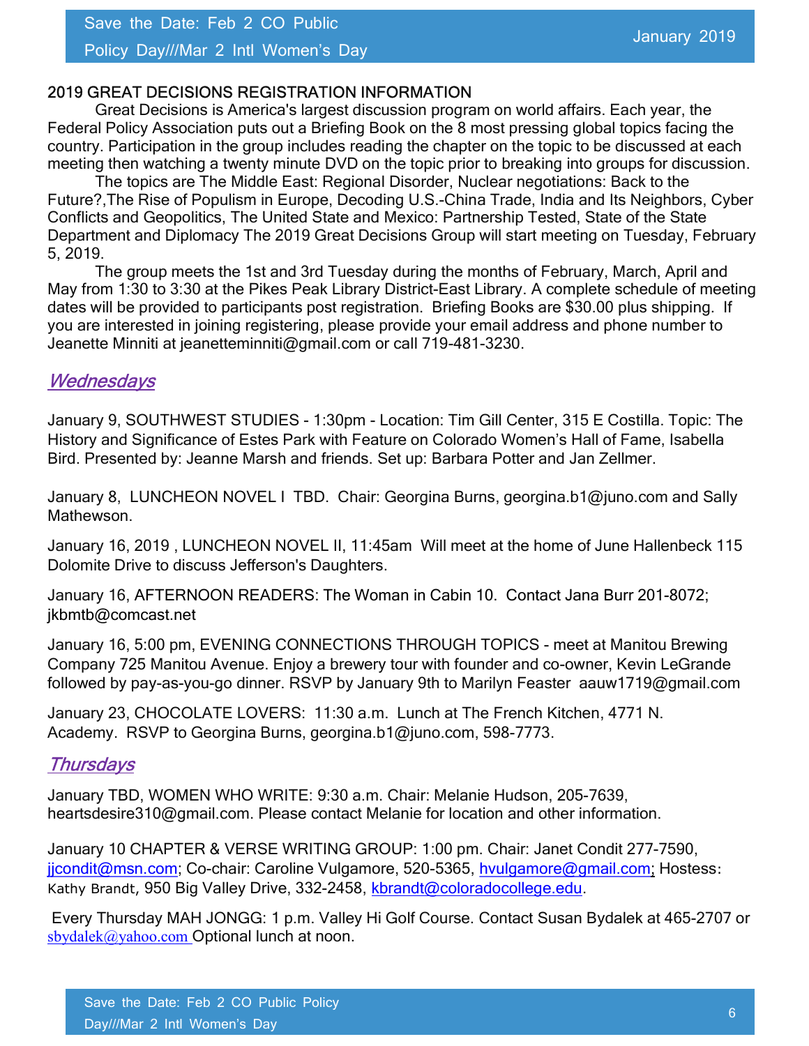## 2019 GREAT DECISIONS REGISTRATION INFORMATION

Great Decisions is America's largest discussion program on world affairs. Each year, the Federal Policy Association puts out a Briefing Book on the 8 most pressing global topics facing the country. Participation in the group includes reading the chapter on the topic to be discussed at each meeting then watching a twenty minute DVD on the topic prior to breaking into groups for discussion.

The topics are The Middle East: Regional Disorder, Nuclear negotiations: Back to the Future?,The Rise of Populism in Europe, Decoding U.S.-China Trade, India and Its Neighbors, Cyber Conflicts and Geopolitics, The United State and Mexico: Partnership Tested, State of the State Department and Diplomacy The 2019 Great Decisions Group will start meeting on Tuesday, February 5, 2019.

The group meets the 1st and 3rd Tuesday during the months of February, March, April and May from 1:30 to 3:30 at the Pikes Peak Library District-East Library. A complete schedule of meeting dates will be provided to participants post registration. Briefing Books are $30.00 plus shipping. If you are interested in joining registering, please provide your email address and phone number to Jeanette Minniti at jeanetteminniti@gmail.com or call 719-481-3230.

## *Wednesdays*

January 9, SOUTHWEST STUDIES - 1:30pm - Location: Tim Gill Center, 315 E Costilla. Topic: The History and Significance of Estes Park with Feature on Colorado Women's Hall of Fame, Isabella Bird. Presented by: Jeanne Marsh and friends. Set up: Barbara Potter and Jan Zellmer.

January 8, LUNCHEON NOVEL I TBD. Chair: Georgina Burns, georgina.b1@juno.com and Sally Mathewson.

January 16, 2019 , LUNCHEON NOVEL II, 11:45am Will meet at the home of June Hallenbeck 115 Dolomite Drive to discuss Jefferson's Daughters.

January 16, AFTERNOON READERS: The Woman in Cabin 10. Contact Jana Burr 201-8072; jkbmtb@comcast.net

January 16, 5:00 pm, EVENING CONNECTIONS THROUGH TOPICS - meet at Manitou Brewing Company 725 Manitou Avenue. Enjoy a brewery tour with founder and co-owner, Kevin LeGrande followed by pay-as-you-go dinner. RSVP by January 9th to Marilyn Feaster aauw1719@gmail.com

January 23, CHOCOLATE LOVERS: 11:30 a.m. Lunch at The French Kitchen, 4771 N. Academy. RSVP to Georgina Burns, georgina.b1@juno.com, 598-7773.

## *Thursdays*

January TBD, WOMEN WHO WRITE: 9:30 a.m. Chair: Melanie Hudson, 205-7639, heartsdesire310@gmail.com. Please contact Melanie for location and other information.

January 10 CHAPTER & VERSE WRITING GROUP: 1:00 pm. Chair: Janet Condit 277-7590, jjcondit@msn.com; Co-chair: Caroline Vulgamore, 520-5365, hvulgamore@gmail.com; Hostess: Kathy Brandt, 950 Big Valley Drive, 332-2458, kbrandt@coloradocollege.edu.

Every Thursday MAH JONGG: 1 p.m. Valley Hi Golf Course. Contact Susan Bydalek at 465-2707 or sbydalek@yahoo.com Optional lunch at noon.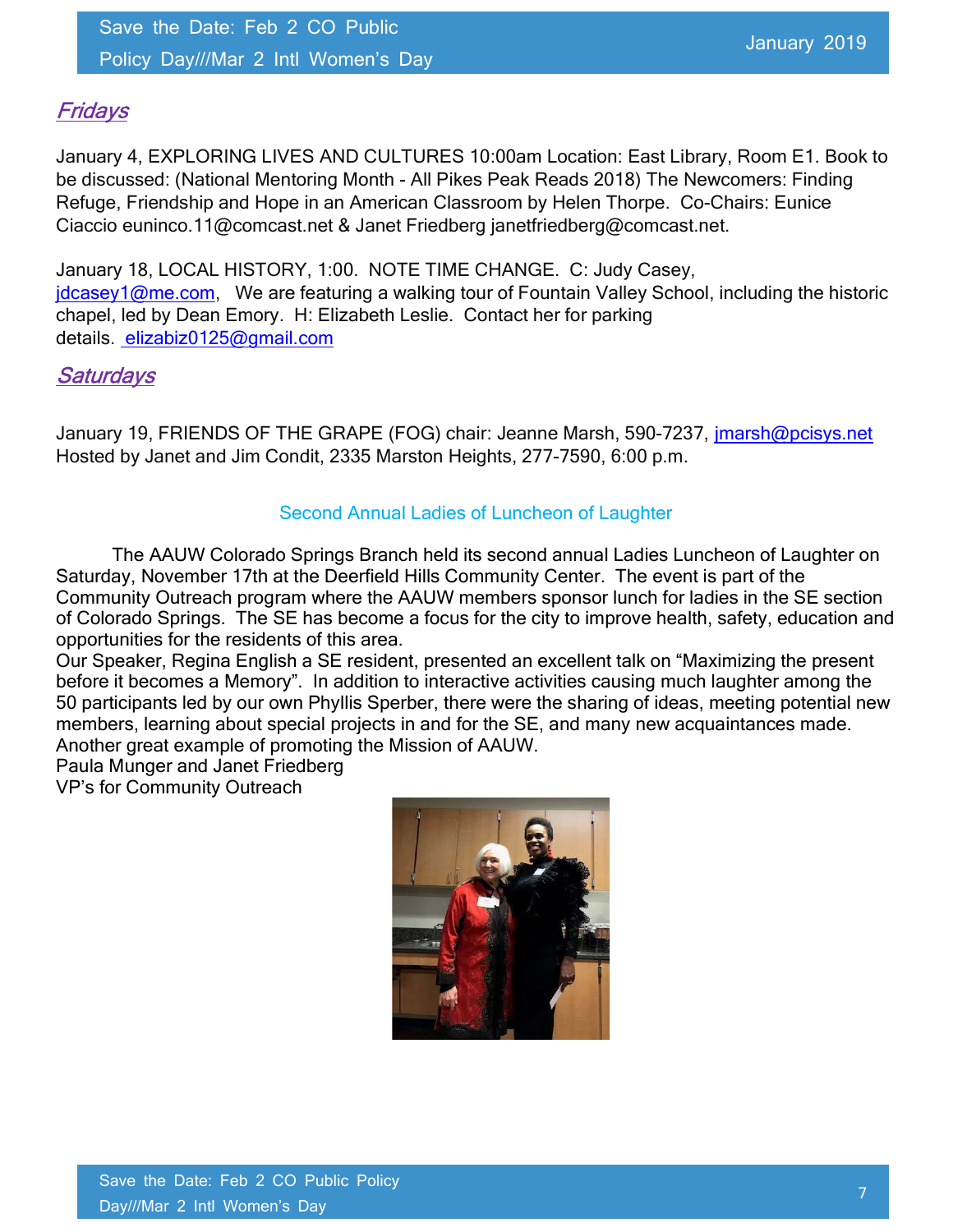## *Fridays*

January 4, EXPLORING LIVES AND CULTURES 10:00am Location: East Library, Room E1. Book to be discussed: (National Mentoring Month - All Pikes Peak Reads 2018) The Newcomers: Finding Refuge, Friendship and Hope in an American Classroom by Helen Thorpe. Co-Chairs: Eunice Ciaccio euninco.11@comcast.net & Janet Friedberg janetfriedberg@comcast.net.

January 18, LOCAL HISTORY, 1:00. NOTE TIME CHANGE. C: Judy Casey, jdcasey1@me.com, We are featuring a walking tour of Fountain Valley School, including the historic chapel, led by Dean Emory. H: Elizabeth Leslie. Contact her for parking details. elizabiz0125@gmail.com

## *Saturdays*

January 19, FRIENDS OF THE GRAPE (FOG) chair: Jeanne Marsh, 590-7237, jmarsh@pcisys.net Hosted by Janet and Jim Condit, 2335 Marston Heights, 277-7590, 6:00 p.m.

### Second Annual Ladies of Luncheon of Laughter

The AAUW Colorado Springs Branch held its second annual Ladies Luncheon of Laughter on Saturday, November 17th at the Deerfield Hills Community Center. The event is part of the Community Outreach program where the AAUW members sponsor lunch for ladies in the SE section of Colorado Springs. The SE has become a focus for the city to improve health, safety, education and opportunities for the residents of this area.

Our Speaker, Regina English a SE resident, presented an excellent talk on "Maximizing the present before it becomes a Memory". In addition to interactive activities causing much laughter among the 50 participants led by our own Phyllis Sperber, there were the sharing of ideas, meeting potential new members, learning about special projects in and for the SE, and many new acquaintances made. Another great example of promoting the Mission of AAUW.

Paula Munger and Janet Friedberg
VP's for Community Outreach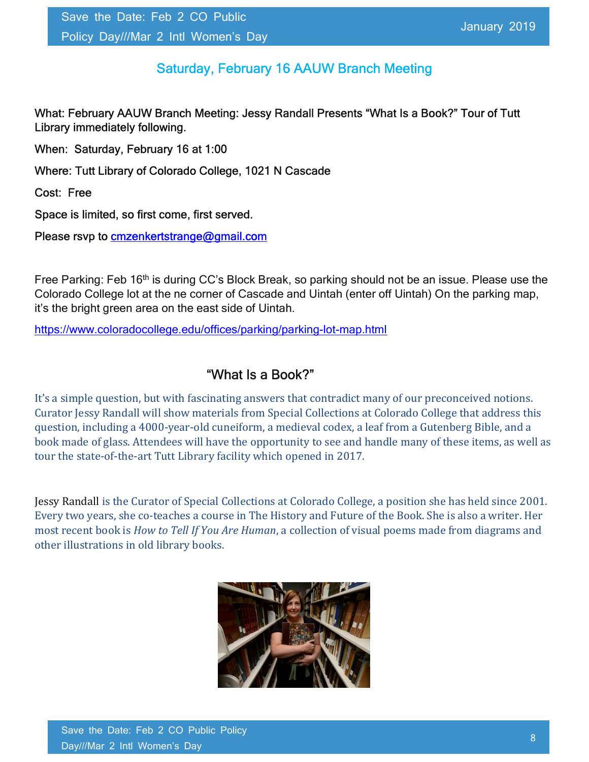## Saturday, February 16 AAUW Branch Meeting

What: February AAUW Branch Meeting: Jessy Randall Presents "What Is a Book?" Tour of Tutt Library immediately following.

When: Saturday, February 16 at 1:00

Where: Tutt Library of Colorado College, 1021 N Cascade

Cost: Free

Space is limited, so first come, first served.

Please rsvp to cmzenkertstrange@gmail.com

Free Parking: Feb 16th is during CC's Block Break, so parking should not be an issue. Please use the Colorado College lot at the ne corner of Cascade and Uintah (enter off Uintah) On the parking map, it's the bright green area on the east side of Uintah.

https://www.coloradocollege.edu/offices/parking/parking-lot-map.html

### "What Is a Book?"

It's a simple question, but with fascinating answers that contradict many of our preconceived notions. Curator Jessy Randall will show materials from Special Collections at Colorado College that address this question, including a 4000-year-old cuneiform, a medieval codex, a leaf from a Gutenberg Bible, and a book made of glass. Attendees will have the opportunity to see and handle many of these items, as well as tour the state-of-the-art Tutt Library facility which opened in 2017.

Jessy Randall is the Curator of Special Collections at Colorado College, a position she has held since 2001. Every two years, she co-teaches a course in The History and Future of the Book. She is also a writer. Her most recent book is *How to Tell If You Are Human*, a collection of visual poems made from diagrams and other illustrations in old library books.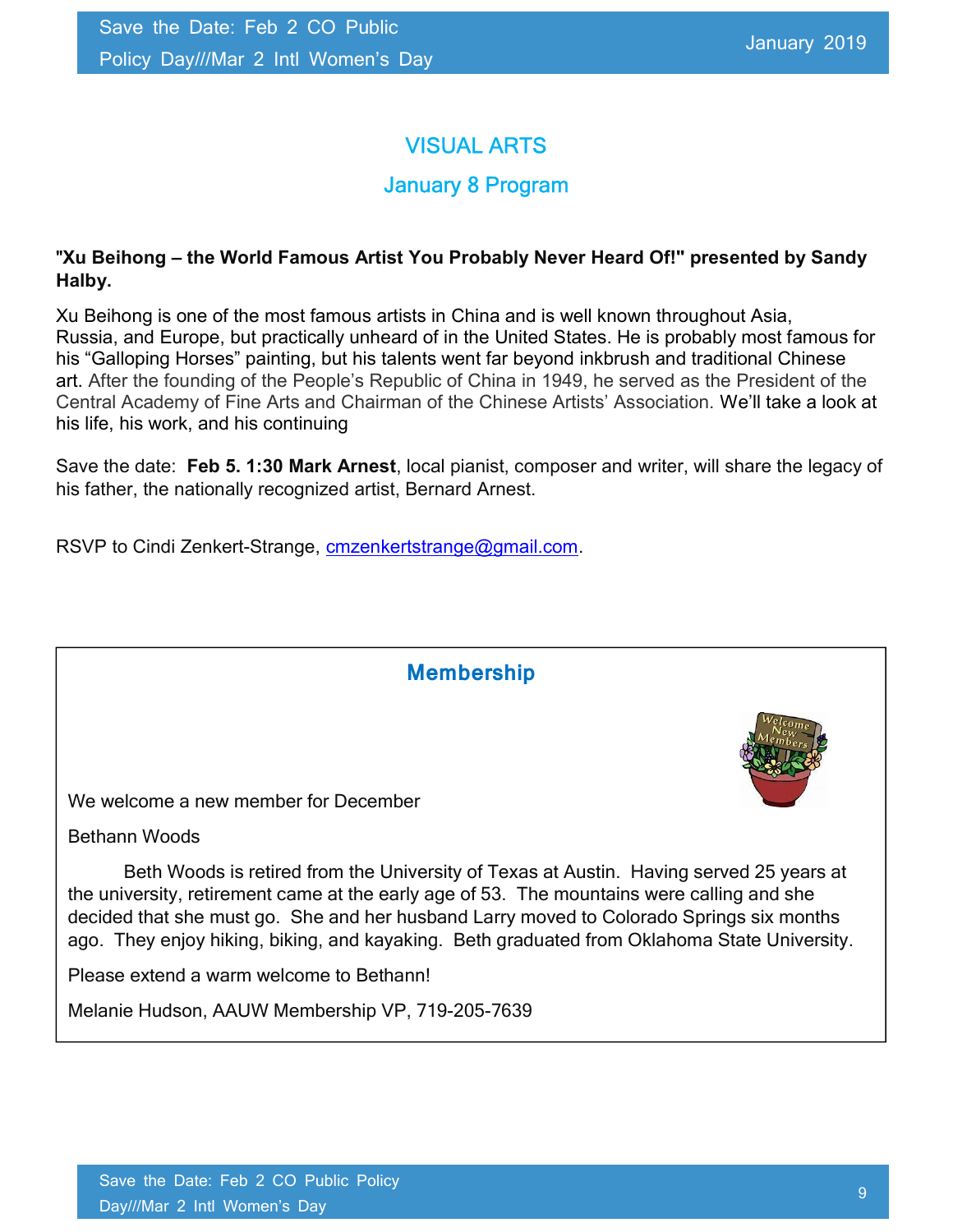## VISUAL ARTS

### January 8 Program

**"Xu Beihong – the World Famous Artist You Probably Never Heard Of!" presented by Sandy Halby.**

Xu Beihong is one of the most famous artists in China and is well known throughout Asia, Russia, and Europe, but practically unheard of in the United States. He is probably most famous for his "Galloping Horses" painting, but his talents went far beyond inkbrush and traditional Chinese art. After the founding of the People's Republic of China in 1949, he served as the President of the Central Academy of Fine Arts and Chairman of the Chinese Artists' Association. We'll take a look at his life, his work, and his continuing

Save the date: **Feb 5. 1:30 Mark Arnest**, local pianist, composer and writer, will share the legacy of his father, the nationally recognized artist, Bernard Arnest.

RSVP to Cindi Zenkert-Strange, cmzenkertstrange@gmail.com.

## Membership

We welcome a new member for December

Bethann Woods

Beth Woods is retired from the University of Texas at Austin. Having served 25 years at the university, retirement came at the early age of 53. The mountains were calling and she decided that she must go. She and her husband Larry moved to Colorado Springs six months ago. They enjoy hiking, biking, and kayaking. Beth graduated from Oklahoma State University.

Please extend a warm welcome to Bethann!

Melanie Hudson, AAUW Membership VP, 719-205-7639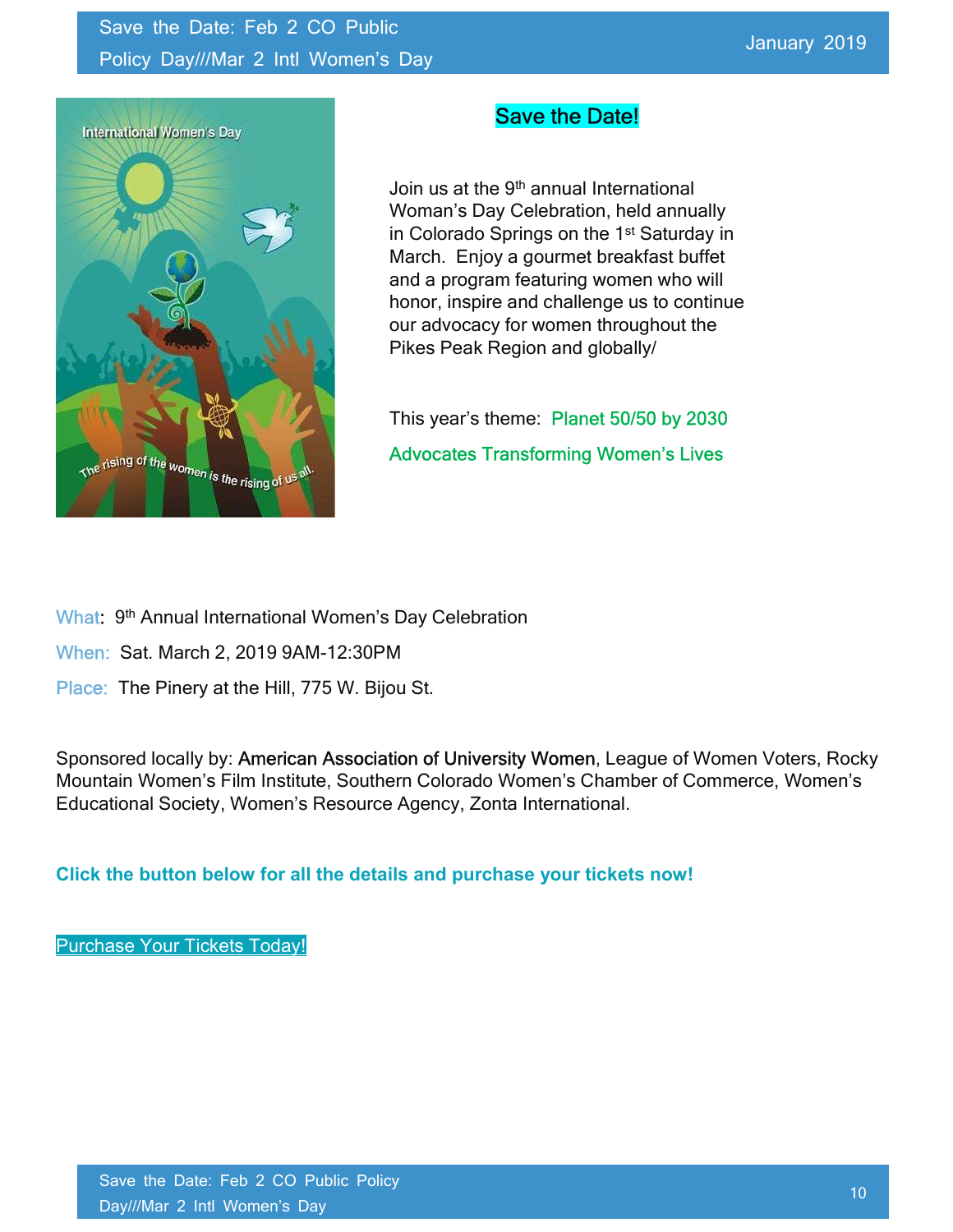## Save the Date!

Join us at the 9th annual International Woman's Day Celebration, held annually in Colorado Springs on the 1st Saturday in March. Enjoy a gourmet breakfast buffet and a program featuring women who will honor, inspire and challenge us to continue our advocacy for women throughout the Pikes Peak Region and globally/

This year's theme: Planet 50/50 by 2030

Advocates Transforming Women's Lives

What: 9th Annual International Women's Day Celebration

When: Sat. March 2, 2019 9AM-12:30PM

Place: The Pinery at the Hill, 775 W. Bijou St.

Sponsored locally by: American Association of University Women, League of Women Voters, Rocky Mountain Women's Film Institute, Southern Colorado Women's Chamber of Commerce, Women's Educational Society, Women's Resource Agency, Zonta International.

**Click the button below for all the details and purchase your tickets now!**

Purchase Your Tickets Today!